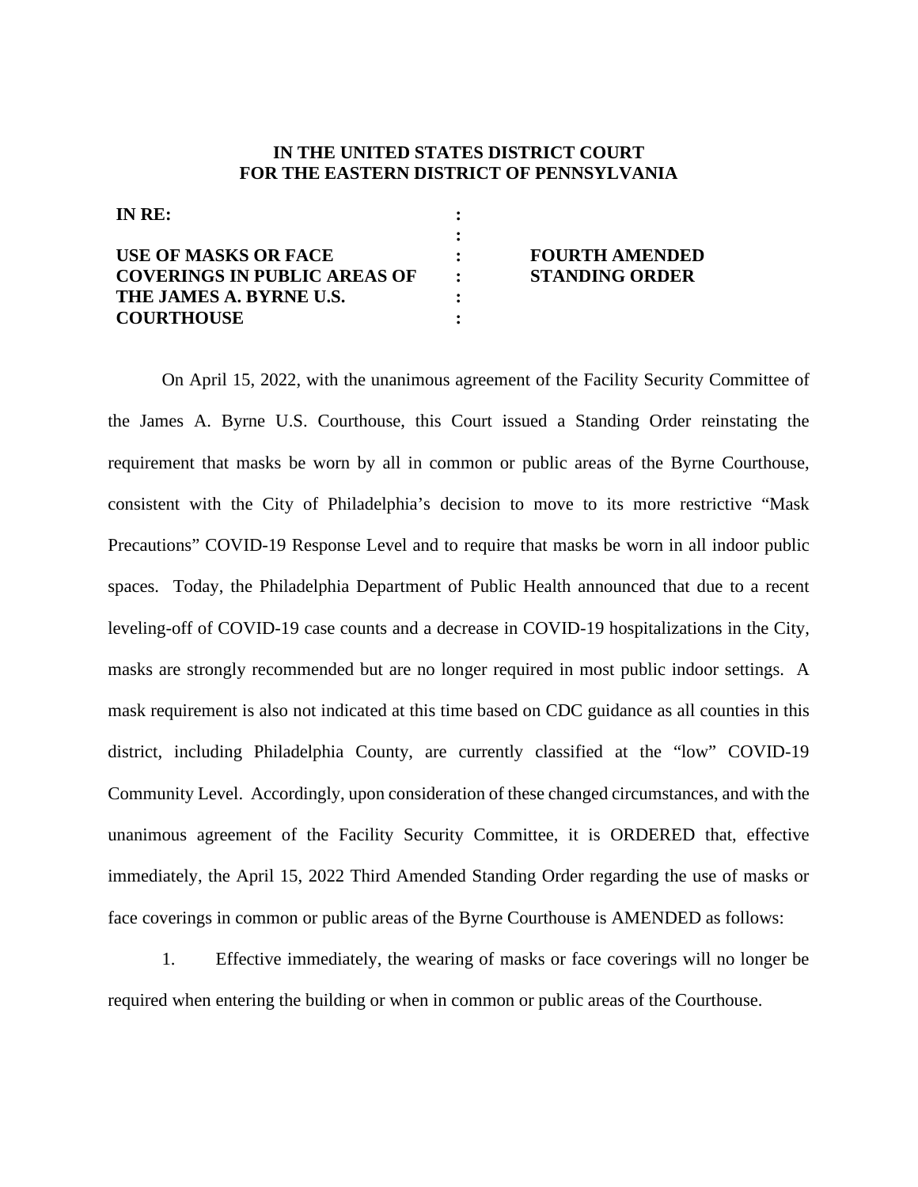**IN THE UNITED STATES DISTRICT COURT**
**FOR THE EASTERN DISTRICT OF PENNSYLVANIA**

| | | |
|---|---|---|
| **IN RE:** | : | |
| | : | |
| **USE OF MASKS OR FACE COVERINGS IN PUBLIC AREAS OF THE JAMES A. BYRNE U.S. COURTHOUSE** | : | **FOURTH AMENDED STANDING ORDER** |

On April 15, 2022, with the unanimous agreement of the Facility Security Committee of the James A. Byrne U.S. Courthouse, this Court issued a Standing Order reinstating the requirement that masks be worn by all in common or public areas of the Byrne Courthouse, consistent with the City of Philadelphia's decision to move to its more restrictive "Mask Precautions" COVID-19 Response Level and to require that masks be worn in all indoor public spaces. Today, the Philadelphia Department of Public Health announced that due to a recent leveling-off of COVID-19 case counts and a decrease in COVID-19 hospitalizations in the City, masks are strongly recommended but are no longer required in most public indoor settings. A mask requirement is also not indicated at this time based on CDC guidance as all counties in this district, including Philadelphia County, are currently classified at the "low" COVID-19 Community Level. Accordingly, upon consideration of these changed circumstances, and with the unanimous agreement of the Facility Security Committee, it is ORDERED that, effective immediately, the April 15, 2022 Third Amended Standing Order regarding the use of masks or face coverings in common or public areas of the Byrne Courthouse is AMENDED as follows:

1. Effective immediately, the wearing of masks or face coverings will no longer be required when entering the building or when in common or public areas of the Courthouse.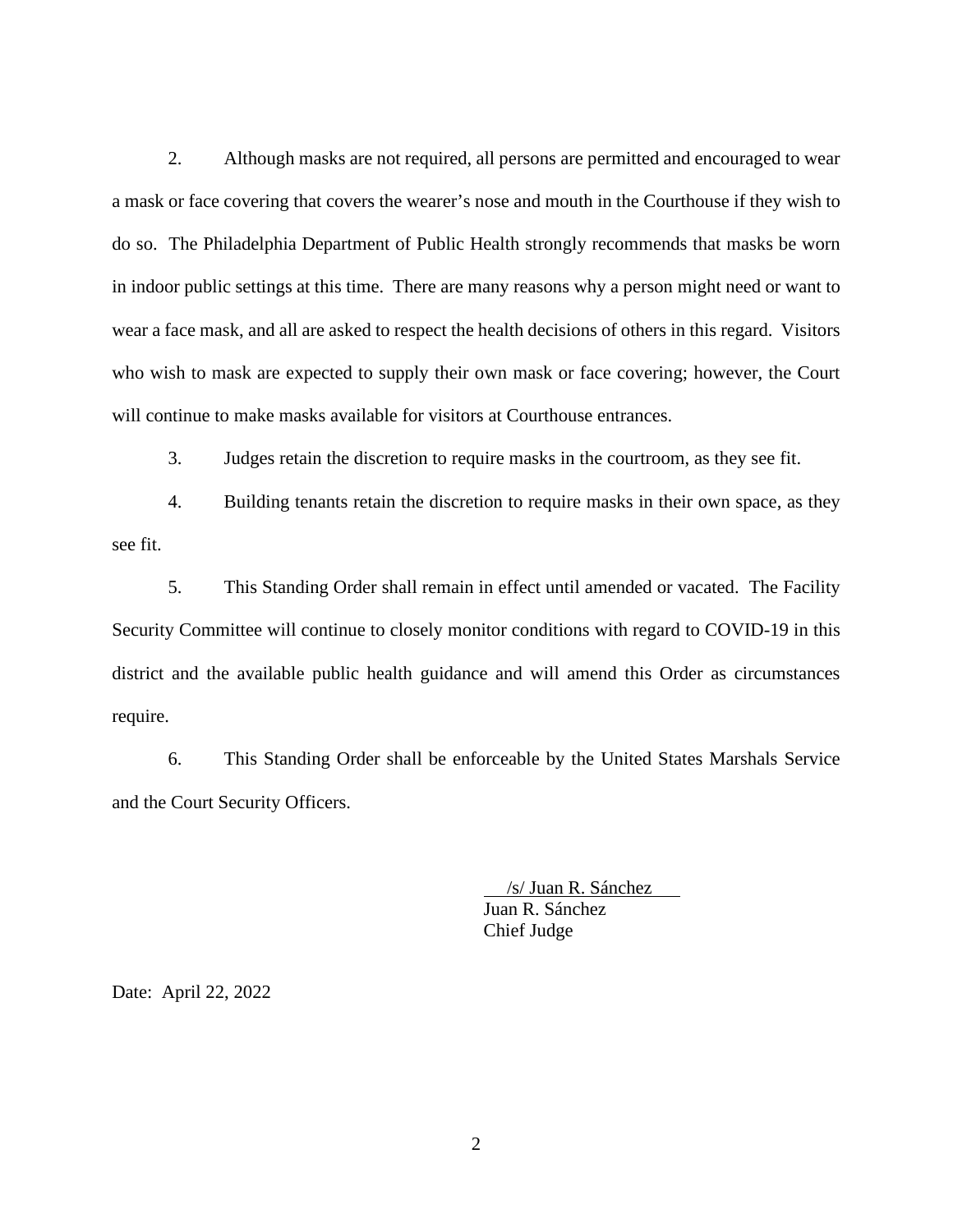2. Although masks are not required, all persons are permitted and encouraged to wear a mask or face covering that covers the wearer's nose and mouth in the Courthouse if they wish to do so. The Philadelphia Department of Public Health strongly recommends that masks be worn in indoor public settings at this time. There are many reasons why a person might need or want to wear a face mask, and all are asked to respect the health decisions of others in this regard. Visitors who wish to mask are expected to supply their own mask or face covering; however, the Court will continue to make masks available for visitors at Courthouse entrances.

3. Judges retain the discretion to require masks in the courtroom, as they see fit.

4. Building tenants retain the discretion to require masks in their own space, as they see fit.

5. This Standing Order shall remain in effect until amended or vacated. The Facility Security Committee will continue to closely monitor conditions with regard to COVID-19 in this district and the available public health guidance and will amend this Order as circumstances require.

6. This Standing Order shall be enforceable by the United States Marshals Service and the Court Security Officers.

/s/ Juan R. Sánchez
Juan R. Sánchez
Chief Judge

Date: April 22, 2022